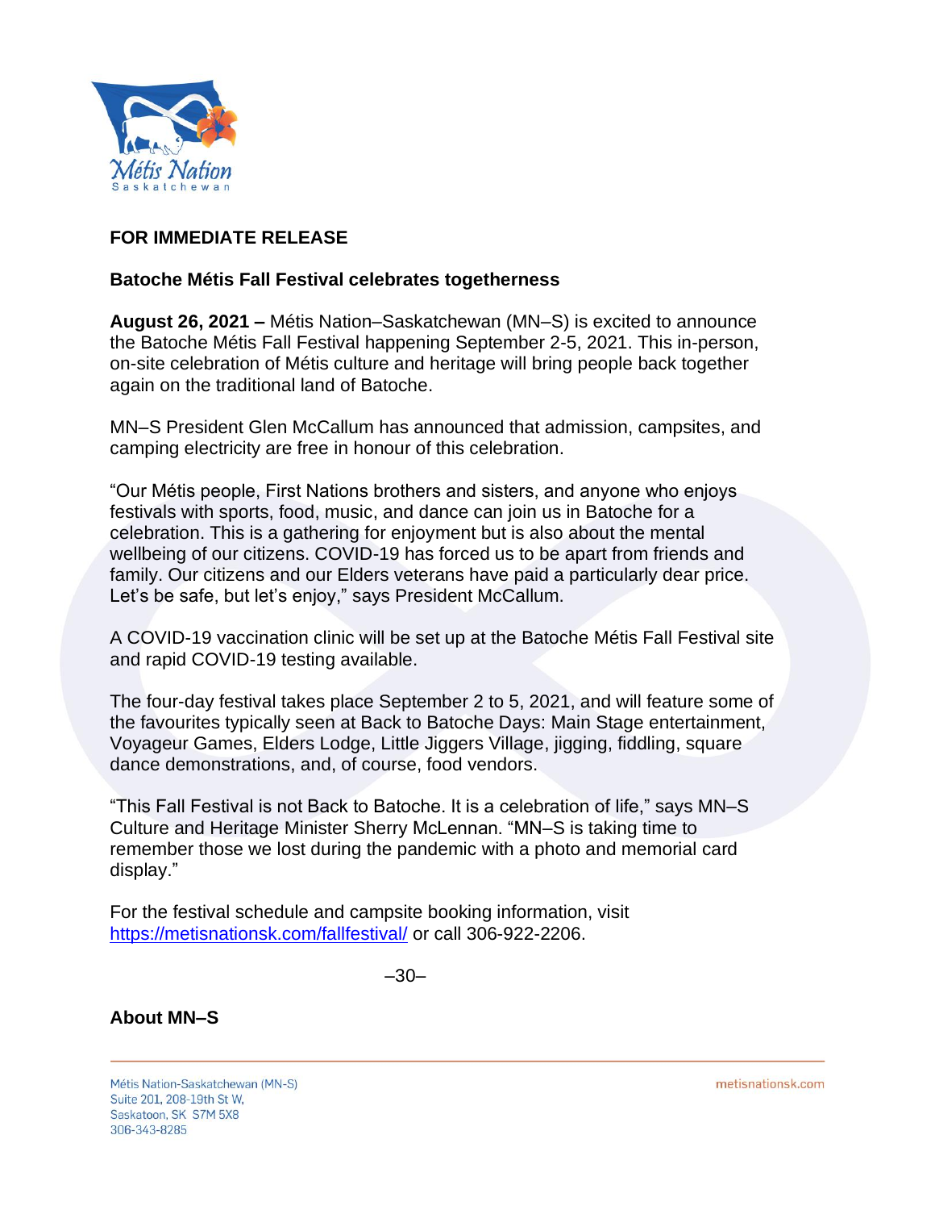**FOR IMMEDIATE RELEASE**

**Batoche Métis Fall Festival celebrates togetherness**

**August 26, 2021 –** Métis Nation–Saskatchewan (MN–S) is excited to announce the Batoche Métis Fall Festival happening September 2-5, 2021. This in-person, on-site celebration of Métis culture and heritage will bring people back together again on the traditional land of Batoche.

MN–S President Glen McCallum has announced that admission, campsites, and camping electricity are free in honour of this celebration.

"Our Métis people, First Nations brothers and sisters, and anyone who enjoys festivals with sports, food, music, and dance can join us in Batoche for a celebration. This is a gathering for enjoyment but is also about the mental wellbeing of our citizens. COVID-19 has forced us to be apart from friends and family. Our citizens and our Elders veterans have paid a particularly dear price. Let's be safe, but let's enjoy," says President McCallum.

A COVID-19 vaccination clinic will be set up at the Batoche Métis Fall Festival site and rapid COVID-19 testing available.

The four-day festival takes place September 2 to 5, 2021, and will feature some of the favourites typically seen at Back to Batoche Days: Main Stage entertainment, Voyageur Games, Elders Lodge, Little Jiggers Village, jigging, fiddling, square dance demonstrations, and, of course, food vendors.

"This Fall Festival is not Back to Batoche. It is a celebration of life," says MN–S Culture and Heritage Minister Sherry McLennan. "MN–S is taking time to remember those we lost during the pandemic with a photo and memorial card display."

For the festival schedule and campsite booking information, visit https://metisnationsk.com/fallfestival/ or call 306-922-2206.

–30–

**About MN–S**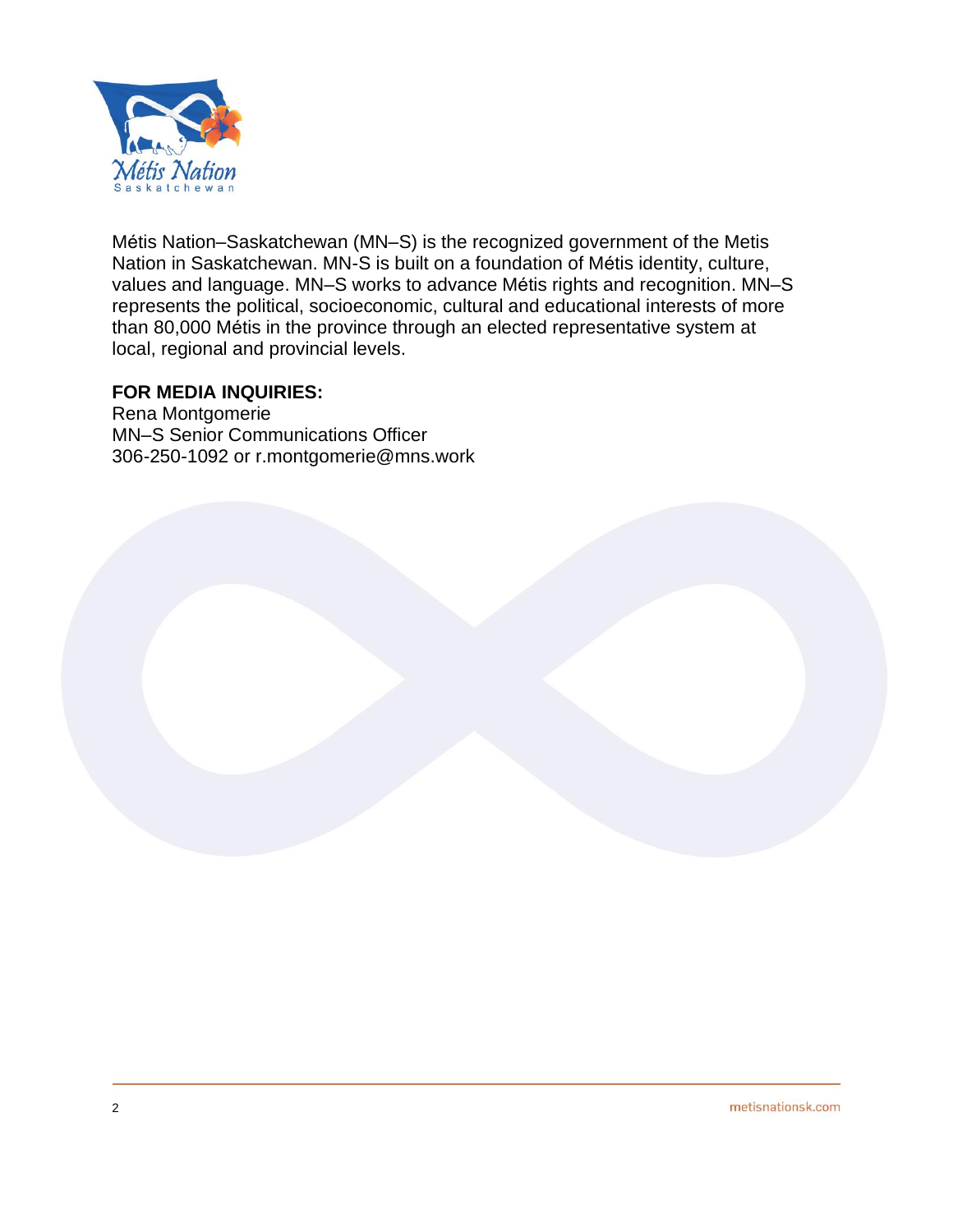Métis Nation–Saskatchewan (MN–S) is the recognized government of the Metis Nation in Saskatchewan. MN-S is built on a foundation of Métis identity, culture, values and language. MN–S works to advance Métis rights and recognition. MN–S represents the political, socioeconomic, cultural and educational interests of more than 80,000 Métis in the province through an elected representative system at local, regional and provincial levels.

**FOR MEDIA INQUIRIES:**
Rena Montgomerie
MN–S Senior Communications Officer
306-250-1092 or r.montgomerie@mns.work